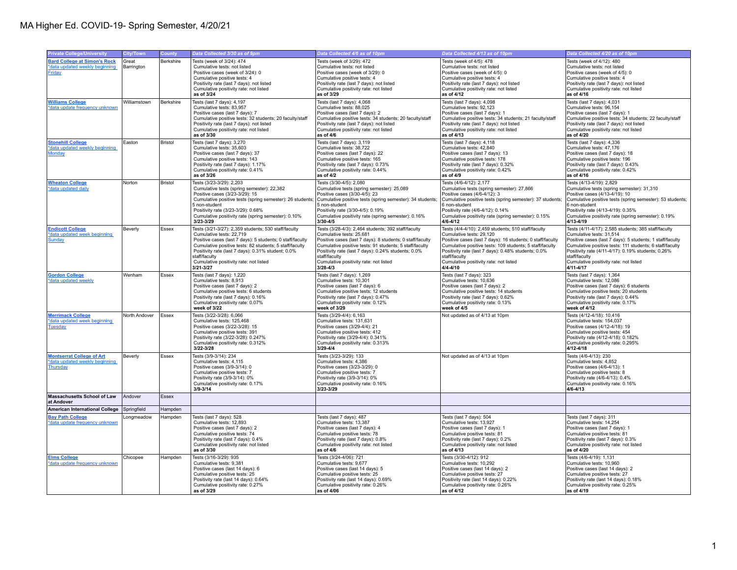# MA Higher Ed. COVID-19- Spring Semester, 4/20/21

| Private College/University | City/Town | County | Data Collected 3/30 as of 9pm | Data Collected 4/6 as of 10pm | Data Collected 4/13 as of 10pm | Data Collected 4/20 as of 10pm |
|---|---|---|---|---|---|---|
| **Bard College at Simon's Rock** *data updated weekly beginning Friday | Great Barrington | Berkshire | Tests (week of 3/24): 474<br>Cumulative tests: not listed<br>Positive cases (week of 3/24): 0<br>Cumulative positive tests: 4<br>Positivity rate (last 7 days): not listed<br>Cumulative positivity rate: not listed<br>**as of 3/24** | Tests (week of 3/29): 472<br>Cumulative tests: not listed<br>Positive cases (week of 3/29): 0<br>Cumulative positive tests: 4<br>Positivity rate (last 7 days): not listed<br>Cumulative positivity rate: not listed<br>**as of 3/29** | Tests (week of 4/5): 478<br>Cumulative tests: not listed<br>Positive cases (week of 4/5): 0<br>Cumulative positive tests: 4<br>Positivity rate (last 7 days): not listed<br>Cumulative positivity rate: not listed<br>**as of 4/12** | Tests (week of 4/12): 480<br>Cumulative tests: not listed<br>Positive cases (week of 4/5): 0<br>Cumulative positive tests: 4<br>Positivity rate (last 7 days): not listed<br>Cumulative positivity rate: not listed<br>**as of 4/16** |
| **Williams College** *data update frequency unknown | Williamstown | Berkshire | Tests (last 7 days): 4,197<br>Cumulative tests: 83,957<br>Positive cases (last 7 days): 7<br>Cumulative positive tests: 32 students; 20 faculty/staff<br>Positivity rate (last 7 days): not listed<br>Cumulative positivity rate: not listed<br>**as of 3/30** | Tests (last 7 days): 4,068<br>Cumulative tests: 88,025<br>Positive cases (last 7 days): 2<br>Cumulative positive tests: 34 students; 20 faculty/staff<br>Positivity rate (last 7 days): not listed<br>Cumulative positivity rate: not listed<br>**as of 4/6** | Tests (last 7 days): 4,098<br>Cumulative tests: 92,123<br>Positive cases (last 7 days): 1<br>Cumulative positive tests: 34 students; 21 faculty/staff<br>Positivity rate (last 7 days): not listed<br>Cumulative positivity rate: not listed<br>**as of 4/13** | Tests (last 7 days): 4,031<br>Cumulative tests: 96,154<br>Positive cases (last 7 days): 1<br>Cumulative positive tests: 34 students; 22 faculty/staff<br>Positivity rate (last 7 days): not listed<br>Cumulative positivity rate: not listed<br>**as of 4/20** |
| **Stonehill College** *data updated weekly beginning Monday | Easton | Bristol | Tests (last 7 days): 3,270<br>Cumulative tests: 35,603<br>Positive cases (last 7 days): 37<br>Cumulative positive tests: 143<br>Positivity rate (last 7 days): 1.17%<br>Cumulative positivity rate: 0.41%<br>**as of 3/26** | Tests (last 7 days): 3,119<br>Cumulative tests: 38,722<br>Positive cases (last 7 days): 22<br>Cumulative positive tests: 165<br>Positivity rate (last 7 days): 0.73%<br>Cumulative positivity rate: 0.44%<br>**as of 4/2** | Tests (last 7 days): 4,118<br>Cumulative tests: 42,840<br>Positive cases (last 7 days): 13<br>Cumulative positive tests: 178<br>Positivity rate (last 7 days): 0.32%<br>Cumulative positivity rate: 0.42%<br>**as of 4/9** | Tests (last 7 days): 4,336<br>Cumulative tests: 47,176<br>Positive cases (last 7 days): 18<br>Cumulative positive tests: 196<br>Positivity rate (last 7 days): 0.43%<br>Cumulative positivity rate: 0.42%<br>**as of 4/16** |
| **Wheaton College** *data updated daily | Norton | Bristol | Tests (3/23-3/29): 2,203<br>Cumulative tests (spring semester): 22,382<br>Positive cases (3/23-3/29): 15<br>Cumulative positive tests (spring semester): 26 students; 5 non-student<br>Positivity rate (3/23-3/29): 0.68%<br>Cumulative positivity rate (spring semester): 0.10%<br>**3/23-3/29** | Tests (3/30-4/5): 2,080<br>Cumulative tests (spring semester): 25,089<br>Positive cases (3/30-4/5): 23<br>Cumulative positive tests (spring semester): 34 students; 5 non-student<br>Positivity rate (3/30-4/5): 0.19%<br>Cumulative positivity rate (spring semester): 0.16%<br>**3/30-4/5** | Tests (4/6-4/12): 2,177<br>Cumulative tests (spring semester): 27,866<br>Positive cases (4/6-4/12): 3<br>Cumulative positive tests (spring semester): 37 students; 6 non-student<br>Positivity rate (4/6-4/12): 0.14%<br>Cumulative positivity rate (spring semester): 0.15%<br>**4/6-4/12** | Tests (4/13-4/19): 2,829<br>Cumulative tests (spring semester): 31,310<br>Positive cases (4/13-4/19): 10<br>Cumulative positive tests (spring semester): 53 students; 6 non-student<br>Positivity rate (4/13-4/19): 0.35%<br>Cumulative positivity rate (spring semester): 0.19%<br>**4/13-4/19** |
| **Endicott College** *data updated week beginning Sunday | Beverly | Essex | Tests (3/21-3/27): 2,359 students; 530 staff/faculty<br>Cumulative tests: 22,719<br>Positive cases (last 7 days): 5 students; 0 staff/faculty<br>Cumulative positive tests: 82 students; 5 staff/faculty<br>Positivity rate (last 7 days): 0.31% student; 0.0% staff/faculty<br>Cumulative positivity rate: not listed<br>**3/21-3/27** | Tests (3/28-4/3): 2,464 students; 392 staff/faculty<br>Cumulative tests: 25,681<br>Positive cases (last 7 days): 8 students; 0 staff/faculty<br>Cumulative positive tests: 91 students; 5 staff/faculty<br>Positivity rate (last 7 days): 0.24% students; 0.0% staff/faculty<br>Cumulative positivity rate: not listed<br>**3/28-4/3** | Tests (4/4-4/10): 2,459 students; 510 staff/faculty<br>Cumulative tests: 29,120<br>Positive cases (last 7 days): 16 students; 0 staff/faculty<br>Cumulative positive tests: 109 students; 5 staff/faculty<br>Positivity rate (last 7 days): 0.48% students; 0.0% staff/faculty<br>Cumulative positivity rate: not listed<br>**4/4-4/10** | Tests (4/11-4/17): 2,585 students; 385 staff/faculty<br>Cumulative tests: 31,514<br>Positive cases (last 7 days): 5 students; 1 staff/faculty<br>Cumulative positive tests: 111 students; 6 staff/faculty<br>Positivity rate (4/11-4/17): 0.19% students; 0.26% staff/faculty<br>Cumulative positivity rate: not listed<br>**4/11-4/17** |
| **Gordon College** *data updated weekly | Wenham | Essex | Tests (last 7 days): 1,220<br>Cumulative tests: 8,913<br>Positive cases (last 7 days): 2<br>Cumulative positive tests: 6 students<br>Positivity rate (last 7 days): 0.16%<br>Cumulative positivity rate: 0.07%<br>**week of 3/22** | Tests (last 7 days): 1,269<br>Cumulative tests: 10,301<br>Positive cases (last 7 days): 6<br>Cumulative positive tests: 12 students<br>Positivity rate (last 7 days): 0.47%<br>Cumulative positivity rate: 0.12%<br>**week of 3/29** | Tests (last 7 days): 323<br>Cumulative tests: 10,636<br>Positive cases (last 7 days): 2<br>Cumulative positive tests: 14 students<br>Positivity rate (last 7 days): 0.62%<br>Cumulative positivity rate: 0.13%<br>**week of 4/5** | Tests (last 7 days): 1,364<br>Cumulative tests: 12,086<br>Positive cases (last 7 days): 6 students<br>Cumulative positive tests: 20 students<br>Positivity rate (last 7 days): 0.44%<br>Cumulative positivity rate: 0.17%<br>**week of 4/12** |
| **Merrimack College** *data updated week beginning Tuesday | North Andover | Essex | Tests (3/22-3/28): 6,066<br>Cumulative tests: 125,468<br>Positive cases (3/22-3/28): 15<br>Cumulative positive tests: 391<br>Positivity rate (3/22-3/28): 0.247%<br>Cumulative positivity rate: 0.312%<br>**3/22-3/28** | Tests (3/29-4/4): 6,163<br>Cumulative tests: 131,631<br>Positive cases (3/29-4/4): 21<br>Cumulative positive tests: 412<br>Positivity rate (3/29-4/4): 0.341%<br>Cumulative positivity rate: 0.313%<br>**3/29-4/4** | Not updated as of 4/13 at 10pm | Tests (4/12-4/18): 10,416<br>Cumulative tests: 154,037<br>Positive cases (4/12-4/18): 19<br>Cumulative positive tests: 454<br>Positivity rate (4/12-4/18): 0.182%<br>Cumulative positivity rate: 0.295%<br>**4/12-4/18** |
| **Montserrat College of Art** *data updated weekly beginning Thursday | Beverly | Essex | Tests (3/9-3/14): 234<br>Cumulative tests: 4,115<br>Positive cases (3/9-3/14): 0<br>Cumulative positive tests: 7<br>Positivity rate (3/9-3/14): 0%<br>Cumulative positivity rate: 0.17%<br>**3/9-3/14** | Tests (3/23-3/29): 133<br>Cumulative tests: 4,386<br>Positive cases (3/23-3/29): 0<br>Cumulative positive tests: 7<br>Positivity rate (3/9-3/14): 0%<br>Cumulative positivity rate: 0.16%<br>**3/23-3/29** | Not updated as of 4/13 at 10pm | Tests (4/6-4/13): 230<br>Cumulative tests: 4,852<br>Positive cases (4/6-4/13): 1<br>Cumulative positive tests: 8<br>Positivity rate (4/6-4/13): 0.4%<br>Cumulative positivity rate: 0.16%<br>**4/6-4/13** |
| **Massachusetts School of Law at Andover** | Andover | Essex | | | | |
| **American International College** | Springfield | Hampden | | | | |
| **Bay Path College** *data update frequency unknown | Longmeadow | Hampden | Tests (last 7 days): 528<br>Cumulative tests: 12,893<br>Positive cases (last 7 days): 2<br>Cumulative positive tests: 74<br>Positivity rate (last 7 days): 0.4%<br>Cumulative positivity rate: not listed<br>**as of 3/30** | Tests (last 7 days): 487<br>Cumulative tests: 13,387<br>Positive cases (last 7 days): 4<br>Cumulative positive tests: 78<br>Positivity rate (last 7 days): 0.8%<br>Cumulative positivity rate: not listed<br>**as of 4/6** | Tests (last 7 days): 504<br>Cumulative tests: 13,927<br>Positive cases (last 7 days): 1<br>Cumulative positive tests: 81<br>Positivity rate (last 7 days): 0.2%<br>Cumulative positivity rate: not listed<br>**as of 4/13** | Tests (last 7 days): 311<br>Cumulative tests: 14,254<br>Positive cases (last 7 days): 1<br>Cumulative positive tests: 81<br>Positivity rate (last 7 days): 0.3%<br>Cumulative positivity rate: not listed<br>**as of 4/20** |
| **Elms College** *data update frequency unknown | Chicopee | Hampden | Tests (3/16-3/29): 935<br>Cumulative tests: 9,381<br>Positive cases (last 14 days): 6<br>Cumulative positive tests: 25<br>Positivity rate (last 14 days): 0.64%<br>Cumulative positivity rate: 0.27%<br>**as of 3/29** | Tests (3/24-4/06): 721<br>Cumulative tests: 9,677<br>Positive cases (last 14 days): 5<br>Cumulative positive tests: 25<br>Positivity rate (last 14 days): 0.69%<br>Cumulative positivity rate: 0.26%<br>**as of 4/06** | Tests (3/30-4/12): 912<br>Cumulative tests: 10,292<br>Positive cases (last 14 days): 2<br>Cumulative positive tests: 27<br>Positivity rate (last 14 days): 0.22%<br>Cumulative positivity rate: 0.26%<br>**as of 4/12** | Tests (4/6-4/19): 1,131<br>Cumulative tests: 10,960<br>Positive cases (last 14 days): 2<br>Cumulative positive tests: 27<br>Positivity rate (last 14 days): 0.18%<br>Cumulative positivity rate: 0.25%<br>**as of 4/19** |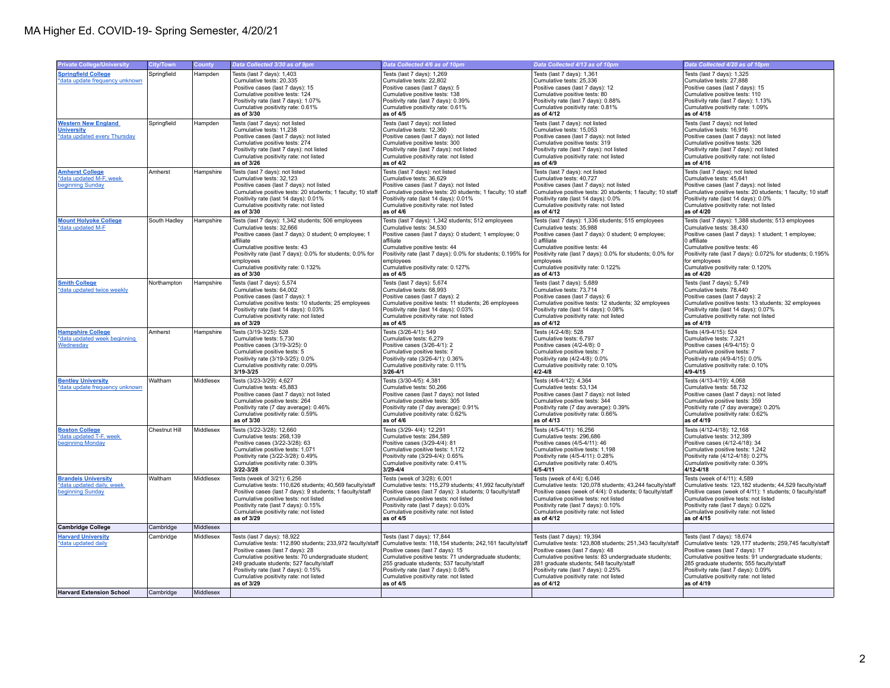# MA Higher Ed. COVID-19- Spring Semester, 4/20/21

| Private College/University | City/Town | County | Data Collected 3/30 as of 9pm | Data Collected 4/6 as of 10pm | Data Collected 4/13 as of 10pm | Data Collected 4/20 as of 10pm |
|---|---|---|---|---|---|---|
| **Springfield College** *data update frequency unknown | Springfield | Hampden | Tests (last 7 days): 1,403<br>Cumulative tests: 20,335<br>Positive cases (last 7 days): 15<br>Cumulative positive tests: 124<br>Positivity rate (last 7 days): 1.07%<br>Cumulative positivity rate: 0.61%<br>**as of 3/30** | Tests (last 7 days): 1,269<br>Cumulative tests: 22,802<br>Positive cases (last 7 days): 5<br>Cumulative positive tests: 138<br>Positivity rate (last 7 days): 0.39%<br>Cumulative positivity rate: 0.61%<br>**as of 4/5** | Tests (last 7 days): 1,361<br>Cumulative tests: 25,336<br>Positive cases (last 7 days): 12<br>Cumulative positive tests: 80<br>Positivity rate (last 7 days): 0.88%<br>Cumulative positivity rate: 0.81%<br>**as of 4/12** | Tests (last 7 days): 1,325<br>Cumulative tests: 27,888<br>Positive cases (last 7 days): 15<br>Cumulative positive tests: 110<br>Positivity rate (last 7 days): 1.13%<br>Cumulative positivity rate: 1.09%<br>**as of 4/18** |
| **Western New England University** *data updated every Thursday | Springfield | Hampden | Tests (last 7 days): not listed<br>Cumulative tests: 11,238<br>Positive cases (last 7 days): not listed<br>Cumulative positive tests: 274<br>Positivity rate (last 7 days): not listed<br>Cumulative positivity rate: not listed<br>**as of 3/26** | Tests (last 7 days): not listed<br>Cumulative tests: 12,360<br>Positive cases (last 7 days): not listed<br>Cumulative positive tests: 300<br>Positivity rate (last 7 days): not listed<br>Cumulative positivity rate: not listed<br>**as of 4/2** | Tests (last 7 days): not listed<br>Cumulative tests: 15,053<br>Positive cases (last 7 days): not listed<br>Cumulative positive tests: 319<br>Positivity rate (last 7 days): not listed<br>Cumulative positivity rate: not listed<br>**as of 4/9** | Tests (last 7 days): not listed<br>Cumulative tests: 16,916<br>Positive cases (last 7 days): not listed<br>Cumulative positive tests: 326<br>Positivity rate (last 7 days): not listed<br>Cumulative positivity rate: not listed<br>**as of 4/16** |
| **Amherst College** *data updated M-F, week beginning Sunday | Amherst | Hampshire | Tests (last 7 days): not listed<br>Cumulative tests: 32,123<br>Positive cases (last 7 days): not listed<br>Cumulative positive tests: 20 students; 1 faculty; 10 staff<br>Positivity rate (last 7 days): not listed<br>Cumulative positivity rate: not listed<br>**as of 3/30** | Tests (last 7 days): not listed<br>Cumulative tests: 36,629<br>Positive cases (last 7 days): not listed<br>Cumulative positive tests: 20 students; 1 faculty; 10 staff<br>Positivity rate (last 7 days): not listed<br>Cumulative positivity rate: not listed<br>**as of 4/6** | Tests (last 7 days): not listed<br>Cumulative tests: 40,727<br>Positive cases (last 7 days): not listed<br>Cumulative positive tests: 20 students; 1 faculty; 10 staff<br>Positivity rate (last 7 days): not listed<br>Cumulative positivity rate: not listed<br>**as of 4/12** | Tests (last 7 days): not listed<br>Cumulative tests: 45,641<br>Positive cases (last 7 days): not listed<br>Cumulative positive tests: 20 students; 1 faculty; 10 staff<br>Positivity rate (last 7 days): not listed<br>Cumulative positivity rate: not listed<br>**as of 4/20** |
| **Mount Holyoke College** *data updated M-F | South Hadley | Hampshire | Tests (last 7 days): 1,342 students; 506 employees<br>Cumulative tests: 32,666<br>Positive cases (last 7 days): 0 student; 0 employee; 1 affiliate<br>Cumulative positive tests: 43<br>Positivity rate (last 7 days): 0.0% for students; 0.0% for employees<br>Cumulative positivity rate: 0.132%<br>**as of 3/30** | Tests (last 7 days): 1,342 students; 512 employees<br>Cumulative tests: 34,530<br>Positive cases (last 7 days): 0 student; 1 employee; 0 affiliate<br>Cumulative positive tests: 44<br>Positivity rate (last 7 days): 0.0% for students; 0.195% for employees<br>Cumulative positivity rate: 0.127%<br>**as of 4/5** | Tests (last 7 days): 1,336 students; 515 employees<br>Cumulative tests: 35,988<br>Positive cases (last 7 days): 0 student; 0 employee; 0 affiliate<br>Cumulative positive tests: 44<br>Positivity rate (last 7 days): 0.0% for students; 0.0% for employees<br>Cumulative positivity rate: 0.122%<br>**as of 4/13** | Tests (last 7 days): 1,388 students; 513 employees<br>Cumulative tests: 38,430<br>Positive cases (last 7 days): 1 student; 1 employee; 0 affiliate<br>Cumulative positive tests: 46<br>Positivity rate (last 7 days): 0.072% for students; 0.195% for employees<br>Cumulative positivity rate: 0.120%<br>**as of 4/20** |
| **Smith College** *data updated twice weekly | Northampton | Hampshire | Tests (last 7 days): 5,574<br>Cumulative tests: 64,002<br>Positive cases (last 7 days): 1<br>Cumulative positive tests: 10 students; 25 employees<br>Positivity rate (last 14 days): 0.03%<br>Cumulative positivity rate: not listed<br>**as of 3/29** | Tests (last 7 days): 5,674<br>Cumulative tests: 68,993<br>Positive cases (last 7 days): 2<br>Cumulative positive tests: 11 students; 26 employees<br>Positivity rate (last 14 days): 0.03%<br>Cumulative positivity rate: not listed<br>**as of 4/5** | Tests (last 7 days): 5,689<br>Cumulative tests: 73,714<br>Positive cases (last 7 days): 6<br>Cumulative positive tests: 12 students; 32 employees<br>Positivity rate (last 14 days): 0.08%<br>Cumulative positivity rate: not listed<br>**as of 4/12** | Tests (last 7 days): 5,749<br>Cumulative tests: 78,440<br>Positive cases (last 7 days): 2<br>Cumulative positive tests: 13 students; 32 employees<br>Positivity rate (last 14 days): 0.07%<br>Cumulative positivity rate: not listed<br>**as of 4/19** |
| **Hampshire College** *data updated week beginning Wednesday | Amherst | Hampshire | Tests (3/19-3/25): 528<br>Cumulative tests: 5,730<br>Positive cases (3/19-3/25): 0<br>Cumulative positive tests: 5<br>Positivity rate (3/19-3/25): 0.0%<br>Cumulative positivity rate: 0.09%<br>**3/19-3/25** | Tests (3/26-4/1): 549<br>Cumulative tests: 6,279<br>Positive cases (3/26-4/1): 2<br>Cumulative positive tests: 7<br>Positivity rate (3/26-4/1): 0.36%<br>Cumulative positivity rate: 0.11%<br>**3/26-4/1** | Tests (4/2-4/8): 528<br>Cumulative tests: 6,797<br>Positive cases (4/2-4/8): 0<br>Cumulative positive tests: 7<br>Positivity rate (4/2-4/8): 0.0%<br>Cumulative positivity rate: 0.10%<br>**4/2-4/8** | Tests (4/9-4/15): 524<br>Cumulative tests: 7,321<br>Positive cases (4/9-4/15): 0<br>Cumulative positive tests: 7<br>Positivity rate (4/9-4/15): 0.0%<br>Cumulative positivity rate: 0.10%<br>**4/9-4/15** |
| **Bentley University** *data update frequency unknown | Waltham | Middlesex | Tests (3/23-3/29): 4,627<br>Cumulative tests: 45,883<br>Positive cases (last 7 days): not listed<br>Cumulative positive tests: 264<br>Positivity rate (7 day average): 0.46%<br>Cumulative positivity rate: 0.59%<br>**as of 3/30** | Tests (3/30-4/5): 4,381<br>Cumulative tests: 50,266<br>Positive cases (last 7 days): not listed<br>Cumulative positive tests: 305<br>Positivity rate (7 day average): 0.91%<br>Cumulative positivity rate: 0.62%<br>**as of 4/6** | Tests (4/6-4/12): 4,364<br>Cumulative tests: 53,134<br>Positive cases (last 7 days): not listed<br>Cumulative positive tests: 344<br>Positivity rate (7 day average): 0.39%<br>Cumulative positivity rate: 0.66%<br>**as of 4/13** | Tests (4/13-4/19): 4,068<br>Cumulative tests: 58,732<br>Positive cases (last 7 days): not listed<br>Cumulative positive tests: 359<br>Positivity rate (7 day average): 0.20%<br>Cumulative positivity rate: 0.62%<br>**as of 4/19** |
| **Boston College** *data updated T-F, week beginning Monday | Chestnut Hill | Middlesex | Tests (3/22-3/28): 12,660<br>Cumulative tests: 268,139<br>Positive cases (3/22-3/28): 63<br>Cumulative positive tests: 1,071<br>Positivity rate (3/22-3/28): 0.49%<br>Cumulative positivity rate: 0.39%<br>**3/22-3/28** | Tests (3/29- 4/4): 12,291<br>Cumulative tests: 284,589<br>Positive cases (3/29-4/4): 81<br>Cumulative positive tests: 1,172<br>Positivity rate (3/29-4/4): 0.65%<br>Cumulative positivity rate: 0.41%<br>**3/29-4/4** | Tests (4/5-4/11): 16,256<br>Cumulative tests: 296,686<br>Positive cases (4/5-4/11): 46<br>Cumulative positive tests: 1,198<br>Positivity rate (4/5-4/11): 0.28%<br>Cumulative positivity rate: 0.40%<br>**4/5-4/11** | Tests (4/12-4/18): 12,168<br>Cumulative tests: 312,399<br>Positive cases (4/12-4/18): 34<br>Cumulative positive tests: 1,242<br>Positivity rate (4/12-4/18): 0.27%<br>Cumulative positivity rate: 0.39%<br>**4/12-4/18** |
| **Brandeis University** *data updated daily, week beginning Sunday | Waltham | Middlesex | Tests (week of 3/21): 6,256<br>Cumulative tests: 110,626 students; 40,569 faculty/staff<br>Positive cases (last 7 days): 9 students; 1 faculty/staff<br>Cumulative positive tests: not listed<br>Positivity rate (last 7 days): 0.15%<br>Cumulative positivity rate: not listed<br>**as of 3/29** | Tests (week of 3/28): 6,001<br>Cumulative tests: 115,279 students; 41,992 faculty/staff<br>Positive cases (last 7 days): 3 students; 0 faculty/staff<br>Cumulative positive tests: not listed<br>Positivity rate (last 7 days): 0.05%<br>Cumulative positivity rate: not listed<br>**as of 4/5** | Tests (week of 4/4): 6,046<br>Cumulative tests: 120,078 students; 43,244 faculty/staff<br>Positive cases (week of 4/4): 0 students; 0 faculty/staff<br>Cumulative positive tests: not listed<br>Positivity rate (last 7 days): 0.10%<br>Cumulative positivity rate: not listed<br>**as of 4/12** | Tests (week of 4/11): 4,589<br>Cumulative tests: 123,182 students; 44,529 faculty/staff<br>Positive cases (week of 4/11): 1 students; 0 faculty/staff<br>Cumulative positive tests: not listed<br>Positivity rate (last 7 days): 0.02%<br>Cumulative positivity rate: not listed<br>**as of 4/15** |
| **Cambridge College** | Cambridge | Middlesex | | | | |
| **Harvard University** *data updated daily | Cambridge | Middlesex | Tests (last 7 days): 18,922<br>Cumulative tests: 112,890 students; 233,972 faculty/staff<br>Positive cases (last 7 days): 28<br>Cumulative positive tests: 70 undergraduate student; 249 graduate students; 527 faculty/staff<br>Positivity rate (last 7 days): 0.15%<br>Cumulative positivity rate: not listed<br>**as of 3/29** | Tests (last 7 days): 17,844<br>Cumulative tests: 118,154 students; 242,161 faculty/staff<br>Positive cases (last 7 days): 15<br>Cumulative positive tests: 71 undergraduate students; 255 graduate students; 537 faculty/staff<br>Positivity rate (last 7 days): 0.08%<br>Cumulative positivity rate: not listed<br>**as of 4/5** | Tests (last 7 days): 19,394<br>Cumulative tests: 123,808 students; 251,343 faculty/staff<br>Positive cases (last 7 days): 48<br>Cumulative positive tests: 83 undergraduate students; 281 graduate students; 548 faculty/staff<br>Positivity rate (last 7 days): 0.25%<br>Cumulative positivity rate: not listed<br>**as of 4/12** | Tests (last 7 days): 18,674<br>Cumulative tests: 129,177 students; 259,745 faculty/staff<br>Positive cases (last 7 days): 17<br>Cumulative positive tests: 91 undergraduate students; 285 graduate students; 555 faculty/staff<br>Positivity rate (last 7 days): 0.09%<br>Cumulative positivity rate: not listed<br>**as of 4/19** |
| **Harvard Extension School** | Cambridge | Middlesex | | | | |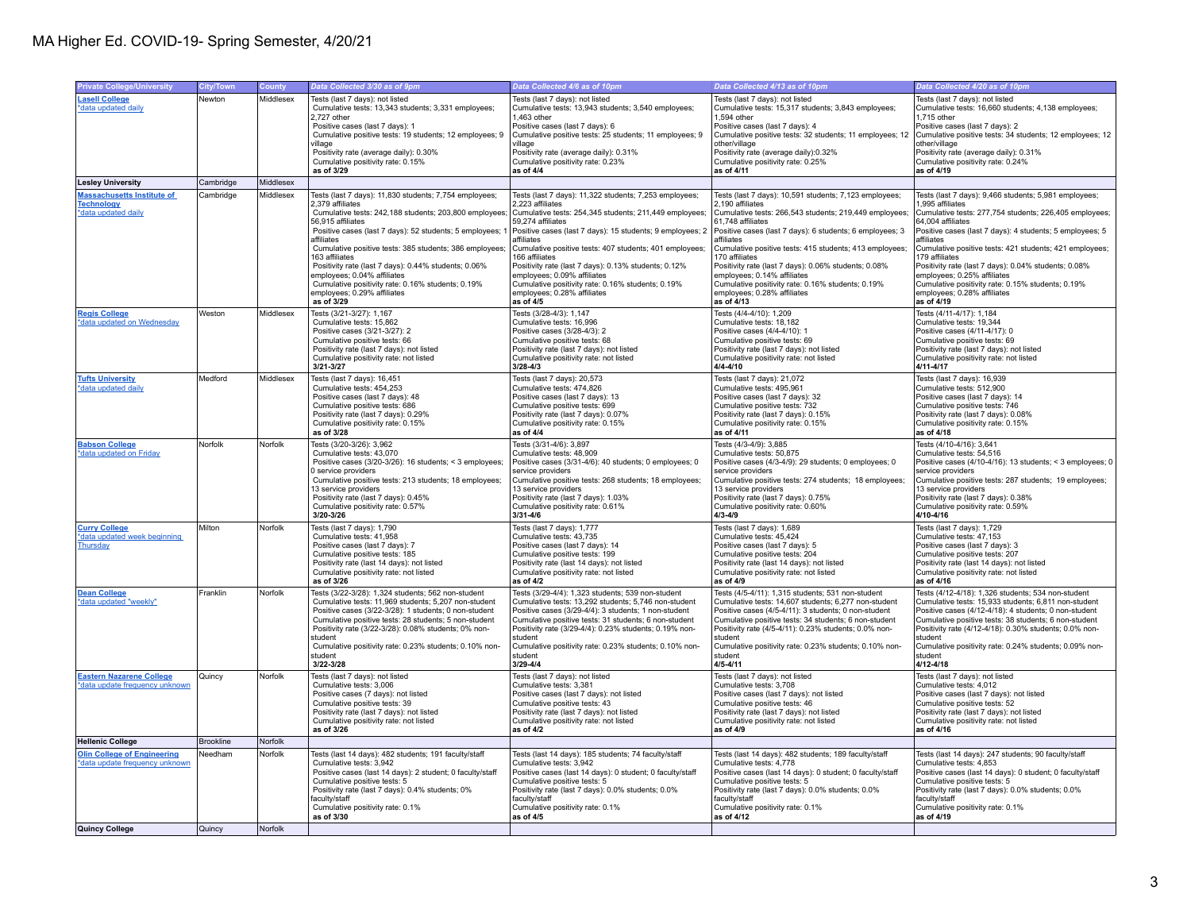# MA Higher Ed. COVID-19- Spring Semester, 4/20/21

| Private College/University | City/Town | County | Data Collected 3/30 as of 9pm | Data Collected 4/6 as of 10pm | Data Collected 4/13 as of 10pm | Data Collected 4/20 as of 10pm |
|---|---|---|---|---|---|---|
| **Lasell College** *data updated daily | Newton | Middlesex | Tests (last 7 days): not listed<br>Cumulative tests: 13,343 students; 3,331 employees; 2,727 other<br>Positive cases (last 7 days): 1<br>Cumulative positive tests: 19 students; 12 employees; 9 village<br>Positivity rate (average daily): 0.30%<br>Cumulative positivity rate: 0.15%<br>**as of 3/29** | Tests (last 7 days): not listed<br>Cumulative tests: 13,943 students; 3,540 employees; 1,463 other<br>Positive cases (last 7 days): 6<br>Cumulative positive tests: 25 students; 11 employees; 9 village<br>Positivity rate (average daily): 0.31%<br>Cumulative positivity rate: 0.23%<br>**as of 4/4** | Tests (last 7 days): not listed<br>Cumulative tests: 15,317 students; 3,843 employees; 1,594 other<br>Positive cases (last 7 days): 4<br>Cumulative positive tests: 32 students; 11 employees; 12 other/village<br>Positivity rate (average daily):0.32%<br>Cumulative positivity rate: 0.25%<br>**as of 4/11** | Tests (last 7 days): not listed<br>Cumulative tests: 16,660 students; 4,138 employees; 1,715 other<br>Positive cases (last 7 days): 2<br>Cumulative positive tests: 34 students; 12 employees; 12 other/village<br>Positivity rate (average daily): 0.31%<br>Cumulative positivity rate: 0.24%<br>**as of 4/19** |
| **Lesley University** | Cambridge | Middlesex | | | | |
| **Massachusetts Institute of Technology** *data updated daily | Cambridge | Middlesex | Tests (last 7 days): 11,830 students; 7,754 employees; 2,379 affiliates<br>Cumulative tests: 242,188 students; 203,800 employees; 56,915 affiliates<br>Positive cases (last 7 days): 52 students; 5 employees; 1 affiliates<br>Cumulative positive tests: 385 students; 386 employees; 163 affiliates<br>Positivity rate (last 7 days): 0.44% students; 0.06% employees; 0.04% affiliates<br>Cumulative positivity rate: 0.16% students; 0.19% employees; 0.29% affiliates<br>**as of 3/29** | Tests (last 7 days): 11,322 students; 7,253 employees; 2,223 affiliates<br>Cumulative tests: 254,345 students; 211,449 employees; 59,274 affiliates<br>Positive cases (last 7 days): 15 students; 9 employees; 2 affiliates<br>Cumulative positive tests: 407 students; 401 employees; 166 affiliates<br>Positivity rate (last 7 days): 0.13% students; 0.12% employees; 0.09% affiliates<br>Cumulative positivity rate: 0.16% students; 0.19% employees; 0.28% affiliates<br>**as of 4/5** | Tests (last 7 days): 10,591 students; 7,123 employees; 2,190 affiliates<br>Cumulative tests: 266,543 students; 219,449 employees; 61,748 affiliates<br>Positive cases (last 7 days): 6 students; 6 employees; 3 affiliates<br>Cumulative positive tests: 415 students; 413 employees; 170 affiliates<br>Positivity rate (last 7 days): 0.06% students; 0.08% employees; 0.14% affiliates<br>Cumulative positivity rate: 0.16% students; 0.19% employees; 0.28% affiliates<br>**as of 4/13** | Tests (last 7 days): 9,466 students; 5,981 employees; 1,995 affiliates<br>Cumulative tests: 277,754 students; 226,405 employees; 64,004 affiliates<br>Positive cases (last 7 days): 4 students; 5 employees; 5 affiliates<br>Cumulative positive tests: 421 students; 421 employees; 179 affiliates<br>Positivity rate (last 7 days): 0.04% students; 0.08% employees; 0.25% affiliates<br>Cumulative positivity rate: 0.15% students; 0.19% employees; 0.28% affiliates<br>**as of 4/19** |
| **Regis College** *data updated on Wednesday | Weston | Middlesex | Tests (3/21-3/27): 1,167<br>Cumulative tests: 15,862<br>Positive cases (3/21-3/27): 2<br>Cumulative positive tests: 66<br>Positivity rate (last 7 days): not listed<br>Cumulative positivity rate: not listed<br>**3/21-3/27** | Tests (3/28-4/3): 1,147<br>Cumulative tests: 16,996<br>Positive cases (3/28-4/3): 2<br>Cumulative positive tests: 68<br>Positivity rate (last 7 days): not listed<br>Cumulative positivity rate: not listed<br>**3/28-4/3** | Tests (4/4-4/10): 1,209<br>Cumulative tests: 18,182<br>Positive cases (4/4-4/10): 1<br>Cumulative positive tests: 69<br>Positivity rate (last 7 days): not listed<br>Cumulative positivity rate: not listed<br>**4/4-4/10** | Tests (4/11-4/17): 1,184<br>Cumulative tests: 19,344<br>Positive cases (4/11-4/17): 0<br>Cumulative positive tests: 69<br>Positivity rate (last 7 days): not listed<br>Cumulative positivity rate: not listed<br>**4/11-4/17** |
| **Tufts University** *data updated daily | Medford | Middlesex | Tests (last 7 days): 16,451<br>Cumulative tests: 454,253<br>Positive cases (last 7 days): 48<br>Cumulative positive tests: 686<br>Positivity rate (last 7 days): 0.29%<br>Cumulative positivity rate: 0.15%<br>**as of 3/28** | Tests (last 7 days): 20,573<br>Cumulative tests: 474,826<br>Positive cases (last 7 days): 13<br>Cumulative positive tests: 699<br>Positivity rate (last 7 days): 0.07%<br>Cumulative positivity rate: 0.15%<br>**as of 4/4** | Tests (last 7 days): 21,072<br>Cumulative tests: 495,961<br>Positive cases (last 7 days): 32<br>Cumulative positive tests: 732<br>Positivity rate (last 7 days): 0.15%<br>Cumulative positivity rate: 0.15%<br>**as of 4/11** | Tests (last 7 days): 16,939<br>Cumulative tests: 512,900<br>Positive cases (last 7 days): 14<br>Cumulative positive tests: 746<br>Positivity rate (last 7 days): 0.08%<br>Cumulative positivity rate: 0.15%<br>**as of 4/18** |
| **Babson College** *data updated on Friday | Norfolk | Norfolk | Tests (3/20-3/26): 3,962<br>Cumulative tests: 43,070<br>Positive cases (3/20-3/26): 16 students; < 3 employees; 0 service providers<br>Cumulative positive tests: 213 students; 18 employees; 13 service providers<br>Positivity rate (last 7 days): 0.45%<br>Cumulative positivity rate: 0.57%<br>**3/20-3/26** | Tests (3/31-4/6): 3,897<br>Cumulative tests: 48,909<br>Positive cases (3/31-4/6): 40 students; 0 employees; 0 service providers<br>Cumulative positive tests: 268 students; 18 employees; 13 service providers<br>Positivity rate (last 7 days): 1.03%<br>Cumulative positivity rate: 0.61%<br>**3/31-4/6** | Tests (4/3-4/9): 3,885<br>Cumulative tests: 50,875<br>Positive cases (4/3-4/9): 29 students; 0 employees; 0 service providers<br>Cumulative positive tests: 274 students; 18 employees; 13 service providers<br>Positivity rate (last 7 days): 0.75%<br>Cumulative positivity rate: 0.60%<br>**4/3-4/9** | Tests (4/10-4/16): 3,641<br>Cumulative tests: 54,516<br>Positive cases (4/10-4/16): 13 students; < 3 employees; 0 service providers<br>Cumulative positive tests: 287 students; 19 employees; 13 service providers<br>Positivity rate (last 7 days): 0.38%<br>Cumulative positivity rate: 0.59%<br>**4/10-4/16** |
| **Curry College** *data updated week beginning Thursday | Milton | Norfolk | Tests (last 7 days): 1,790<br>Cumulative tests: 41,958<br>Positive cases (last 7 days): 7<br>Cumulative positive tests: 185<br>Positivity rate (last 14 days): not listed<br>Cumulative positivity rate: not listed<br>**as of 3/26** | Tests (last 7 days): 1,777<br>Cumulative tests: 43,735<br>Positive cases (last 7 days): 14<br>Cumulative positive tests: 199<br>Positivity rate (last 14 days): not listed<br>Cumulative positivity rate: not listed<br>**as of 4/2** | Tests (last 7 days): 1,689<br>Cumulative tests: 45,424<br>Positive cases (last 7 days): 5<br>Cumulative positive tests: 204<br>Positivity rate (last 14 days): not listed<br>Cumulative positivity rate: not listed<br>**as of 4/9** | Tests (last 7 days): 1,729<br>Cumulative tests: 47,153<br>Positive cases (last 7 days): 3<br>Cumulative positive tests: 207<br>Positivity rate (last 14 days): not listed<br>Cumulative positivity rate: not listed<br>**as of 4/16** |
| **Dean College** *data updated "weekly" | Franklin | Norfolk | Tests (3/22-3/28): 1,324 students; 562 non-student<br>Cumulative tests: 11,969 students; 5,207 non-student<br>Positive cases (3/22-3/28): 1 students; 0 non-student<br>Cumulative positive tests: 28 students; 5 non-student<br>Positivity rate (3/22-3/28): 0.08% students; 0% non-student<br>Cumulative positivity rate: 0.23% students; 0.10% non-student<br>**3/22-3/28** | Tests (3/29-4/4): 1,323 students; 539 non-student<br>Cumulative tests: 13,292 students; 5,746 non-student<br>Positive cases (3/29-4/4): 3 students; 1 non-student<br>Cumulative positive tests: 31 students; 6 non-student<br>Positivity rate (3/29-4/4): 0.23% students; 0.19% non-student<br>Cumulative positivity rate: 0.23% students; 0.10% non-student<br>**3/29-4/4** | Tests (4/5-4/11): 1,315 students; 531 non-student<br>Cumulative tests: 14,607 students; 6,277 non-student<br>Positive cases (4/5-4/11): 3 students; 0 non-student<br>Cumulative positive tests: 34 students; 6 non-student<br>Positivity rate (4/5-4/11): 0.23% students; 0.0% non-student<br>Cumulative positivity rate: 0.23% students; 0.10% non-student<br>**4/5-4/11** | Tests (4/12-4/18): 1,326 students; 534 non-student<br>Cumulative tests: 15,933 students; 6,811 non-student<br>Positive cases (4/12-4/18): 4 students; 0 non-student<br>Cumulative positive tests: 38 students; 6 non-student<br>Positivity rate (4/12-4/18): 0.30% students; 0.0% non-student<br>Cumulative positivity rate: 0.24% students; 0.09% non-student<br>**4/12-4/18** |
| **Eastern Nazarene College** *data update frequency unknown | Quincy | Norfolk | Tests (last 7 days): not listed<br>Cumulative tests: 3,006<br>Positive cases (7 days): not listed<br>Cumulative positive tests: 39<br>Positivity rate (last 7 days): not listed<br>Cumulative positivity rate: not listed<br>**as of 3/26** | Tests (last 7 days): not listed<br>Cumulative tests: 3,381<br>Positive cases (last 7 days): not listed<br>Cumulative positive tests: 43<br>Positivity rate (last 7 days): not listed<br>Cumulative positivity rate: not listed<br>**as of 4/2** | Tests (last 7 days): not listed<br>Cumulative tests: 3,708<br>Positive cases (last 7 days): not listed<br>Cumulative positive tests: 46<br>Positivity rate (last 7 days): not listed<br>Cumulative positivity rate: not listed<br>**as of 4/9** | Tests (last 7 days): not listed<br>Cumulative tests: 4,012<br>Positive cases (last 7 days): not listed<br>Cumulative positive tests: 52<br>Positivity rate (last 7 days): not listed<br>Cumulative positivity rate: not listed<br>**as of 4/16** |
| **Hellenic College** | Brookline | Norfolk | | | | |
| **Olin College of Engineering** *data update frequency unknown | Needham | Norfolk | Tests (last 14 days): 482 students; 191 faculty/staff<br>Cumulative tests: 3,942<br>Positive cases (last 14 days): 2 student; 0 faculty/staff<br>Cumulative positive tests: 5<br>Positivity rate (last 7 days): 0.4% students; 0% faculty/staff<br>Cumulative positivity rate: 0.1%<br>**as of 3/30** | Tests (last 14 days): 185 students; 74 faculty/staff<br>Cumulative tests: 3,942<br>Positive cases (last 14 days): 0 student; 0 faculty/staff<br>Cumulative positive tests: 5<br>Positivity rate (last 7 days): 0.0% students; 0.0% faculty/staff<br>Cumulative positivity rate: 0.1%<br>**as of 4/5** | Tests (last 14 days): 482 students; 189 faculty/staff<br>Cumulative tests: 4,778<br>Positive cases (last 14 days): 0 student; 0 faculty/staff<br>Cumulative positive tests: 5<br>Positivity rate (last 7 days): 0.0% students; 0.0% faculty/staff<br>Cumulative positivity rate: 0.1%<br>**as of 4/12** | Tests (last 14 days): 247 students; 90 faculty/staff<br>Cumulative tests: 4,853<br>Positive cases (last 14 days): 0 student; 0 faculty/staff<br>Cumulative positive tests: 5<br>Positivity rate (last 7 days): 0.0% students; 0.0% faculty/staff<br>Cumulative positivity rate: 0.1%<br>**as of 4/19** |
| **Quincy College** | Quincy | Norfolk | | | | |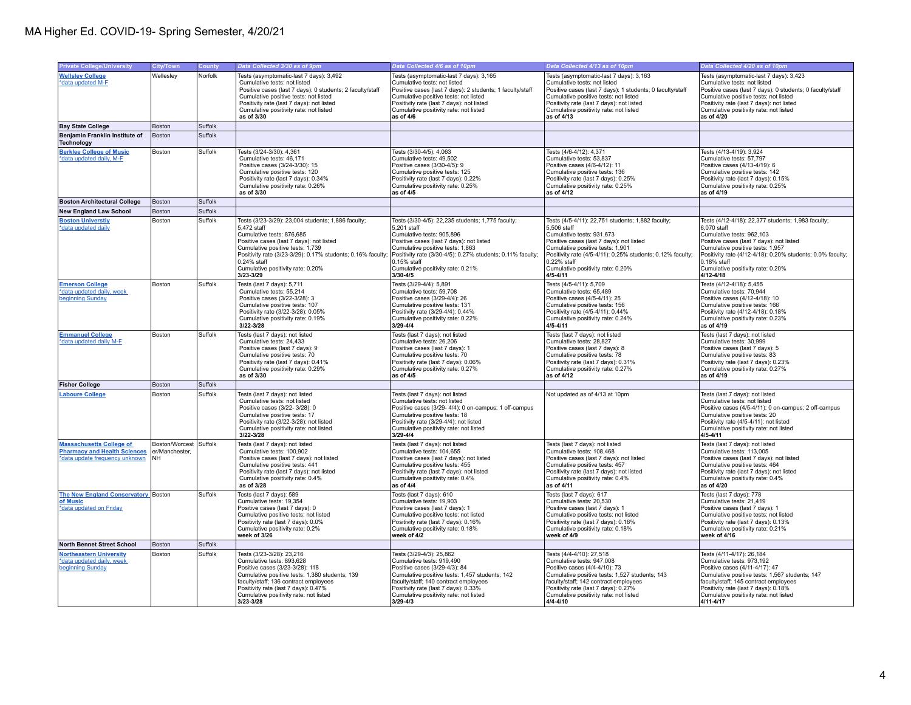# MA Higher Ed. COVID-19- Spring Semester, 4/20/21

| Private College/University | City/Town | County | Data Collected 3/30 as of 9pm | Data Collected 4/6 as of 10pm | Data Collected 4/13 as of 10pm | Data Collected 4/20 as of 10pm |
|---|---|---|---|---|---|---|
| Wellsley College *data updated M-F | Wellesley | Norfolk | Tests (asymptomatic-last 7 days): 3,492<br>Cumulative tests: not listed<br>Positive cases (last 7 days): 0 students; 2 faculty/staff<br>Cumulative positive tests: not listed<br>Positivity rate (last 7 days): not listed<br>Cumulative positivity rate: not listed<br>**as of 3/30** | Tests (asymptomatic-last 7 days): 3,165<br>Cumulative tests: not listed<br>Positive cases (last 7 days): 2 students; 1 faculty/staff<br>Cumulative positive tests: not listed<br>Positivity rate (last 7 days): not listed<br>Cumulative positivity rate: not listed<br>**as of 4/6** | Tests (asymptomatic-last 7 days): 3,163<br>Cumulative tests: not listed<br>Positive cases (last 7 days): 1 students; 0 faculty/staff<br>Cumulative positive tests: not listed<br>Positivity rate (last 7 days): not listed<br>Cumulative positivity rate: not listed<br>**as of 4/13** | Tests (asymptomatic-last 7 days): 3,423<br>Cumulative tests: not listed<br>Positive cases (last 7 days): 0 students; 0 faculty/staff<br>Cumulative positive tests: not listed<br>Positivity rate (last 7 days): not listed<br>Cumulative positivity rate: not listed<br>**as of 4/20** |
| **Bay State College** | Boston | Suffolk | | | | |
| **Benjamin Franklin Institute of Technology** | Boston | Suffolk | | | | |
| Berklee College of Music *data updated daily, M-F | Boston | Suffolk | Tests (3/24-3/30): 4,361<br>Cumulative tests: 46,171<br>Positive cases (3/24-3/30): 15<br>Cumulative positive tests: 120<br>Positivity rate (last 7 days): 0.34%<br>Cumulative positivity rate: 0.26%<br>**as of 3/30** | Tests (3/30-4/5): 4,063<br>Cumulative tests: 49,502<br>Positive cases (3/30-4/5): 9<br>Cumulative positive tests: 125<br>Positivity rate (last 7 days): 0.22%<br>Cumulative positivity rate: 0.25%<br>**as of 4/5** | Tests (4/6-4/12): 4,371<br>Cumulative tests: 53,837<br>Positive cases (4/6-4/12): 11<br>Cumulative positive tests: 136<br>Positivity rate (last 7 days): 0.25%<br>Cumulative positivity rate: 0.25%<br>**as of 4/12** | Tests (4/13-4/19): 3,924<br>Cumulative tests: 57,797<br>Positive cases (4/13-4/19): 6<br>Cumulative positive tests: 142<br>Positivity rate (last 7 days): 0.15%<br>Cumulative positivity rate: 0.25%<br>**as of 4/19** |
| **Boston Architectural College** | Boston | Suffolk | | | | |
| **New England Law School** | Boston | Suffolk | | | | |
| Boston Universtiy *data updated daily | Boston | Suffolk | Tests (3/23-3/29): 23,004 students; 1,886 faculty; 5,472 staff<br>Cumulative tests: 876,685<br>Positive cases (last 7 days): not listed<br>Cumulative positive tests: 1,739<br>Positivity rate (3/23-3/29): 0.17% students; 0.16% faculty; 0.24% staff<br>Cumulative positivity rate: 0.20%<br>**3/23-3/29** | Tests (3/30-4/5): 22,235 students; 1,775 faculty; 5,201 staff<br>Cumulative tests: 905,896<br>Positive cases (last 7 days): not listed<br>Cumulative positive tests: 1,863<br>Positivity rate (3/30-4/5): 0.27% students; 0.11% faculty; 0.15% staff<br>Cumulative positivity rate: 0.21%<br>**3/30-4/5** | Tests (4/5-4/11): 22,751 students; 1,882 faculty; 5,506 staff<br>Cumulative tests: 931,673<br>Positive cases (last 7 days): not listed<br>Cumulative positive tests: 1,901<br>Positivity rate (4/5-4/11): 0.25% students; 0.12% faculty; 0.22% staff<br>Cumulative positivity rate: 0.20%<br>**4/5-4/11** | Tests (4/12-4/18): 22,377 students; 1,983 faculty; 6,070 staff<br>Cumulative tests: 962,103<br>Positive cases (last 7 days): not listed<br>Cumulative positive tests: 1,957<br>Positivity rate (4/12-4/18): 0.20% students; 0.0% faculty; 0.18% staff<br>Cumulative positivity rate: 0.20%<br>**4/12-4/18** |
| Emerson College *data updated daily, week beginning Sunday | Boston | Suffolk | Tests (last 7 days): 5,711<br>Cumulative tests: 55,214<br>Positive cases (3/22-3/28): 3<br>Cumulative positive tests: 107<br>Positivity rate (3/22-3/28): 0.05%<br>Cumulative positivity rate: 0.19%<br>**3/22-3/28** | Tests (3/29-4/4): 5,891<br>Cumulative tests: 59,708<br>Positive cases (3/29-4/4): 26<br>Cumulative positive tests: 131<br>Positivity rate (3/29-4/4): 0.44%<br>Cumulative positivity rate: 0.22%<br>**3/29-4/4** | Tests (4/5-4/11): 5,709<br>Cumulative tests: 65,489<br>Positive cases (4/5-4/11): 25<br>Cumulative positive tests: 156<br>Positivity rate (4/5-4/11): 0.44%<br>Cumulative positivity rate: 0.24%<br>**4/5-4/11** | Tests (4/12-4/18): 5,455<br>Cumulative tests: 70,944<br>Positive cases (4/12-4/18): 10<br>Cumulative positive tests: 166<br>Positivity rate (4/12-4/18): 0.18%<br>Cumulative positivity rate: 0.23%<br>**as of 4/19** |
| Emmanuel College *data updated daily M-F | Boston | Suffolk | Tests (last 7 days): not listed<br>Cumulative tests: 24,433<br>Positive cases (last 7 days): 9<br>Cumulative positive tests: 70<br>Positivity rate (last 7 days): 0.41%<br>Cumulative positivity rate: 0.29%<br>**as of 3/30** | Tests (last 7 days): not listed<br>Cumulative tests: 26,206<br>Positive cases (last 7 days): 1<br>Cumulative positive tests: 70<br>Positivity rate (last 7 days): 0.06%<br>Cumulative positivity rate: 0.27%<br>**as of 4/5** | Tests (last 7 days): not listed<br>Cumulative tests: 28,827<br>Positive cases (last 7 days): 8<br>Cumulative positive tests: 78<br>Positivity rate (last 7 days): 0.31%<br>Cumulative positivity rate: 0.27%<br>**as of 4/12** | Tests (last 7 days): not listed<br>Cumulative tests: 30,999<br>Positive cases (last 7 days): 5<br>Cumulative positive tests: 83<br>Positivity rate (last 7 days): 0.23%<br>Cumulative positivity rate: 0.27%<br>**as of 4/19** |
| **Fisher College** | Boston | Suffolk | | | | |
| Laboure College | Boston | Suffolk | Tests (last 7 days): not listed<br>Cumulative tests: not listed<br>Positive cases (3/22- 3/28): 0<br>Cumulative positive tests: 17<br>Positivity rate (3/22-3/28): not listed<br>Cumulative positivity rate: not listed<br>**3/22-3/28** | Tests (last 7 days): not listed<br>Cumulative tests: not listed<br>Positive cases (3/29- 4/4): 0 on-campus; 1 off-campus<br>Cumulative positive tests: 18<br>Positivity rate (3/29-4/4): not listed<br>Cumulative positivity rate: not listed<br>**3/29-4/4** | Not updated as of 4/13 at 10pm | Tests (last 7 days): not listed<br>Cumulative tests: not listed<br>Positive cases (4/5-4/11): 0 on-campus; 2 off-campus<br>Cumulative positive tests: 20<br>Positivity rate (4/5-4/11): not listed<br>Cumulative positivity rate: not listed<br>**4/5-4/11** |
| Massachusetts College of Pharmacy and Health Sciences *data update frequency unknown | Boston/Worcester/Manchester, NH | Suffolk | Tests (last 7 days): not listed<br>Cumulative tests: 100,902<br>Positive cases (last 7 days): not listed<br>Cumulative positive tests: 441<br>Positivity rate (last 7 days): not listed<br>Cumulative positivity rate: 0.4%<br>**as of 3/28** | Tests (last 7 days): not listed<br>Cumulative tests: 104,655<br>Positive cases (last 7 days): not listed<br>Cumulative positive tests: 455<br>Positivity rate (last 7 days): not listed<br>Cumulative positivity rate: 0.4%<br>**as of 4/4** | Tests (last 7 days): not listed<br>Cumulative tests: 108,468<br>Positive cases (last 7 days): not listed<br>Cumulative positive tests: 457<br>Positivity rate (last 7 days): not listed<br>Cumulative positivity rate: 0.4%<br>**as of 4/11** | Tests (last 7 days): not listed<br>Cumulative tests: 113,005<br>Positive cases (last 7 days): not listed<br>Cumulative positive tests: 464<br>Positivity rate (last 7 days): not listed<br>Cumulative positivity rate: 0.4%<br>**as of 4/20** |
| The New England Conservatory of Music *data updated on Friday | Boston | Suffolk | Tests (last 7 days): 589<br>Cumulative tests: 19,354<br>Positive cases (last 7 days): 0<br>Cumulative positive tests: not listed<br>Positivity rate (last 7 days): 0.0%<br>Cumulative positivity rate: 0.2%<br>**week of 3/26** | Tests (last 7 days): 610<br>Cumulative tests: 19,903<br>Positive cases (last 7 days): 1<br>Cumulative positive tests: not listed<br>Positivity rate (last 7 days): 0.16%<br>Cumulative positivity rate: 0.18%<br>**week of 4/2** | Tests (last 7 days): 617<br>Cumulative tests: 20,530<br>Positive cases (last 7 days): 1<br>Cumulative positive tests: not listed<br>Positivity rate (last 7 days): 0.16%<br>Cumulative positivity rate: 0.18%<br>**week of 4/9** | Tests (last 7 days): 778<br>Cumulative tests: 21,419<br>Positive cases (last 7 days): 1<br>Cumulative positive tests: not listed<br>Positivity rate (last 7 days): 0.13%<br>Cumulative positivity rate: 0.21%<br>**week of 4/16** |
| **North Bennet Street School** | Boston | Suffolk | | | | |
| Northeastern University *data updated daily, week beginning Sunday | Boston | Suffolk | Tests (3/23-3/28): 23,216<br>Cumulative tests: 893,628<br>Positive cases (3/23-3/28): 118<br>Cumulative positive tests: 1,380 students; 139 faculty/staff; 136 contract employees<br>Positivity rate (last 7 days): 0.47%<br>Cumulative positivity rate: not listed<br>**3/23-3/28** | Tests (3/29-4/3): 25,862<br>Cumulative tests: 919,490<br>Positive cases (3/29-4/3): 84<br>Cumulative positive tests: 1,457 students; 142 faculty/staff; 140 contract employees<br>Positivity rate (last 7 days): 0.33%<br>Cumulative positivity rate: not listed<br>**3/29-4/3** | Tests (4/4-4/10): 27,518<br>Cumulative tests: 947,008<br>Positive cases (4/4-4/10): 73<br>Cumulative positive tests: 1,527 students; 143 faculty/staff; 142 contract employees<br>Positivity rate (last 7 days): 0.27%<br>Cumulative positivity rate: not listed<br>**4/4-4/10** | Tests (4/11-4/17): 26,184<br>Cumulative tests: 973,192<br>Positive cases (4/11-4/17): 47<br>Cumulative positive tests: 1,567 students; 147 faculty/staff; 145 contract employees<br>Positivity rate (last 7 days): 0.18%<br>Cumulative positivity rate: not listed<br>**4/11-4/17** |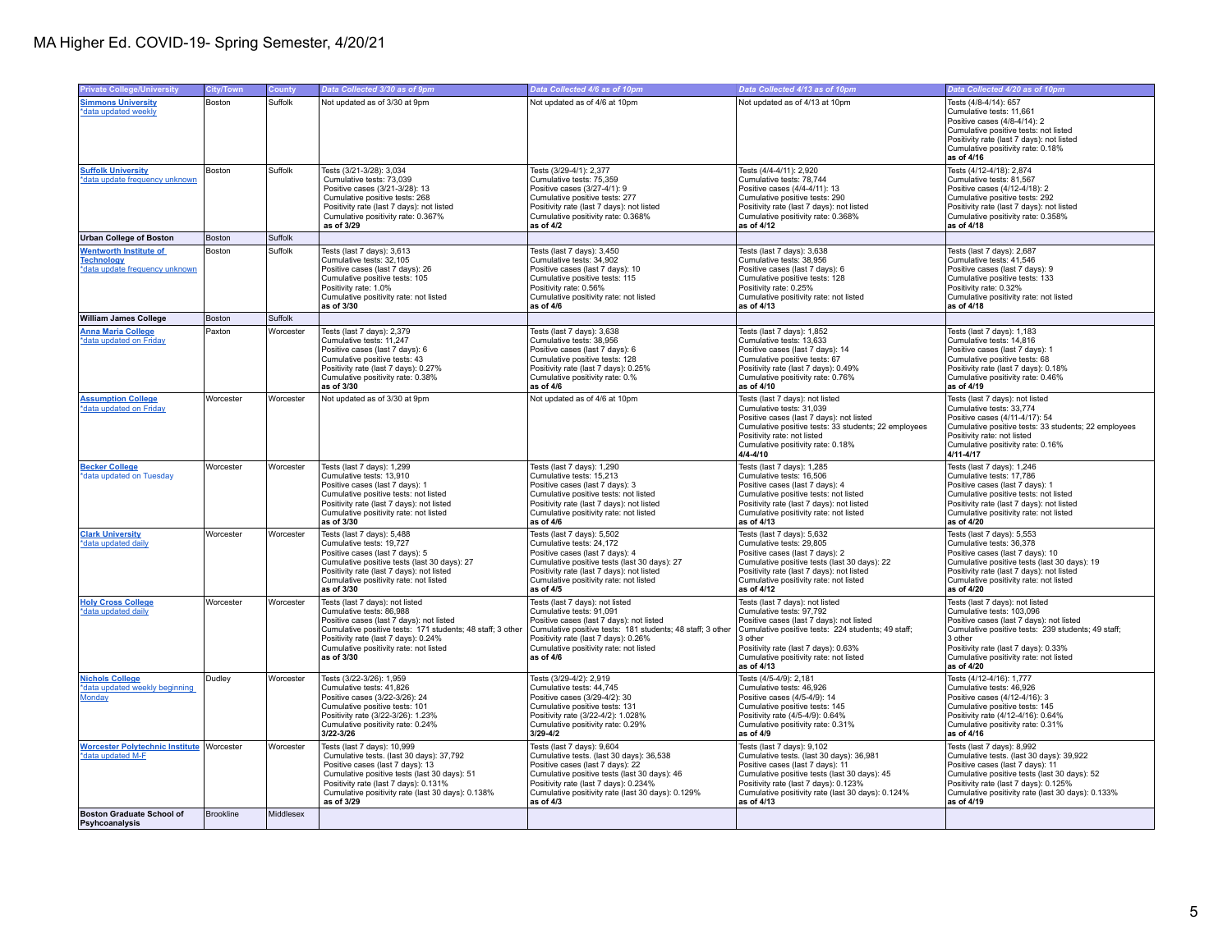# MA Higher Ed. COVID-19- Spring Semester, 4/20/21

| Private College/University | City/Town | County | Data Collected 3/30 as of 9pm | Data Collected 4/6 as of 10pm | Data Collected 4/13 as of 10pm | Data Collected 4/20 as of 10pm |
|---|---|---|---|---|---|---|
| Simmons University *data updated weekly | Boston | Suffolk | Not updated as of 3/30 at 9pm | Not updated as of 4/6 at 10pm | Not updated as of 4/13 at 10pm | Tests (4/8-4/14): 657<br>Cumulative tests: 11,661<br>Positive cases (4/8-4/14): 2<br>Cumulative positive tests: not listed<br>Positivity rate (last 7 days): not listed<br>Cumulative positivity rate: 0.18%<br>**as of 4/16** |
| Suffolk University *data update frequency unknown | Boston | Suffolk | Tests (3/21-3/28): 3,034<br>Cumulative tests: 73,039<br>Positive cases (3/21-3/28): 13<br>Cumulative positive tests: 268<br>Positivity rate (last 7 days): not listed<br>Cumulative positivity rate: 0.367%<br>**as of 3/29** | Tests (3/29-4/1): 2,377<br>Cumulative tests: 75,359<br>Positive cases (3/27-4/1): 9<br>Cumulative positive tests: 277<br>Positivity rate (last 7 days): not listed<br>Cumulative positivity rate: 0.368%<br>**as of 4/2** | Tests (4/4-4/11): 2,920<br>Cumulative tests: 78,744<br>Positive cases (4/4-4/11): 13<br>Cumulative positive tests: 290<br>Positivity rate (last 7 days): not listed<br>Cumulative positivity rate: 0.368%<br>**as of 4/12** | Tests (4/12-4/18): 2,874<br>Cumulative tests: 81,567<br>Positive cases (4/12-4/18): 2<br>Cumulative positive tests: 292<br>Positivity rate (last 7 days): not listed<br>Cumulative positivity rate: 0.358%<br>**as of 4/18** |
| **Urban College of Boston** | Boston | Suffolk | | | | |
| Wentworth Institute of Technology *data update frequency unknown | Boston | Suffolk | Tests (last 7 days): 3,613<br>Cumulative tests: 32,105<br>Positive cases (last 7 days): 26<br>Cumulative positive tests: 105<br>Positivity rate: 1.0%<br>Cumulative positivity rate: not listed<br>**as of 3/30** | Tests (last 7 days): 3,450<br>Cumulative tests: 34,902<br>Positive cases (last 7 days): 10<br>Cumulative positive tests: 115<br>Positivity rate: 0.56%<br>Cumulative positivity rate: not listed<br>**as of 4/6** | Tests (last 7 days): 3,638<br>Cumulative tests: 38,956<br>Positive cases (last 7 days): 6<br>Cumulative positive tests: 128<br>Positivity rate: 0.25%<br>Cumulative positivity rate: not listed<br>**as of 4/13** | Tests (last 7 days): 2,687<br>Cumulative tests: 41,546<br>Positive cases (last 7 days): 9<br>Cumulative positive tests: 133<br>Positivity rate: 0.32%<br>Cumulative positivity rate: not listed<br>**as of 4/18** |
| **William James College** | Boston | Suffolk | | | | |
| Anna Maria College *data updated on Friday | Paxton | Worcester | Tests (last 7 days): 2,379<br>Cumulative tests: 11,247<br>Positive cases (last 7 days): 6<br>Cumulative positive tests: 43<br>Positivity rate (last 7 days): 0.27%<br>Cumulative positivity rate: 0.38%<br>**as of 3/30** | Tests (last 7 days): 3,638<br>Cumulative tests: 38,956<br>Positive cases (last 7 days): 6<br>Cumulative positive tests: 128<br>Positivity rate (last 7 days): 0.25%<br>Cumulative positivity rate: 0.%<br>**as of 4/6** | Tests (last 7 days): 1,852<br>Cumulative tests: 13,633<br>Positive cases (last 7 days): 14<br>Cumulative positive tests: 67<br>Positivity rate (last 7 days): 0.49%<br>Cumulative positivity rate: 0.76%<br>**as of 4/10** | Tests (last 7 days): 1,183<br>Cumulative tests: 14,816<br>Positive cases (last 7 days): 1<br>Cumulative positive tests: 68<br>Positivity rate (last 7 days): 0.18%<br>Cumulative positivity rate: 0.46%<br>**as of 4/19** |
| Assumption College *data updated on Friday | Worcester | Worcester | Not updated as of 3/30 at 9pm | Not updated as of 4/6 at 10pm | Tests (last 7 days): not listed<br>Cumulative tests: 31,039<br>Positive cases (last 7 days): not listed<br>Cumulative positive tests: 33 students; 22 employees<br>Positivity rate: not listed<br>Cumulative positivity rate: 0.18%<br>**4/4-4/10** | Tests (last 7 days): not listed<br>Cumulative tests: 33,774<br>Positive cases (4/11-4/17): 54<br>Cumulative positive tests: 33 students; 22 employees<br>Positivity rate: not listed<br>Cumulative positivity rate: 0.16%<br>**4/11-4/17** |
| Becker College *data updated on Tuesday | Worcester | Worcester | Tests (last 7 days): 1,299<br>Cumulative tests: 13,910<br>Positive cases (last 7 days): 1<br>Cumulative positive tests: not listed<br>Positivity rate (last 7 days): not listed<br>Cumulative positivity rate: not listed<br>**as of 3/30** | Tests (last 7 days): 1,290<br>Cumulative tests: 15,213<br>Positive cases (last 7 days): 3<br>Cumulative positive tests: not listed<br>Positivity rate (last 7 days): not listed<br>Cumulative positivity rate: not listed<br>**as of 4/6** | Tests (last 7 days): 1,285<br>Cumulative tests: 16,506<br>Positive cases (last 7 days): 4<br>Cumulative positive tests: not listed<br>Positivity rate (last 7 days): not listed<br>Cumulative positivity rate: not listed<br>**as of 4/13** | Tests (last 7 days): 1,246<br>Cumulative tests: 17,786<br>Positive cases (last 7 days): 1<br>Cumulative positive tests: not listed<br>Positivity rate (last 7 days): not listed<br>Cumulative positivity rate: not listed<br>**as of 4/20** |
| Clark University *data updated daily | Worcester | Worcester | Tests (last 7 days): 5,488<br>Cumulative tests: 19,727<br>Positive cases (last 7 days): 5<br>Cumulative positive tests (last 30 days): 27<br>Positivity rate (last 7 days): not listed<br>Cumulative positivity rate: not listed<br>**as of 3/30** | Tests (last 7 days): 5,502<br>Cumulative tests: 24,172<br>Positive cases (last 7 days): 4<br>Cumulative positive tests (last 30 days): 27<br>Positivity rate (last 7 days): not listed<br>Cumulative positivity rate: not listed<br>**as of 4/5** | Tests (last 7 days): 5,632<br>Cumulative tests: 29,805<br>Positive cases (last 7 days): 2<br>Cumulative positive tests (last 30 days): 22<br>Positivity rate (last 7 days): not listed<br>Cumulative positivity rate: not listed<br>**as of 4/12** | Tests (last 7 days): 5,553<br>Cumulative tests: 36,378<br>Positive cases (last 7 days): 10<br>Cumulative positive tests (last 30 days): 19<br>Positivity rate (last 7 days): not listed<br>Cumulative positivity rate: not listed<br>**as of 4/20** |
| Holy Cross College *data updated daily | Worcester | Worcester | Tests (last 7 days): not listed<br>Cumulative tests: 86,988<br>Positive cases (last 7 days): not listed<br>Cumulative positive tests: 171 students; 48 staff; 3 other<br>Positivity rate (last 7 days): 0.24%<br>Cumulative positivity rate: not listed<br>**as of 3/30** | Tests (last 7 days): not listed<br>Cumulative tests: 91,091<br>Positive cases (last 7 days): not listed<br>Cumulative positive tests: 181 students; 48 staff; 3 other<br>Positivity rate (last 7 days): 0.26%<br>Cumulative positivity rate: not listed<br>**as of 4/6** | Tests (last 7 days): not listed<br>Cumulative tests: 97,792<br>Positive cases (last 7 days): not listed<br>Cumulative positive tests: 224 students; 49 staff; 3 other<br>Positivity rate (last 7 days): 0.63%<br>Cumulative positivity rate: not listed<br>**as of 4/13** | Tests (last 7 days): not listed<br>Cumulative tests: 103,096<br>Positive cases (last 7 days): not listed<br>Cumulative positive tests: 239 students; 49 staff; 3 other<br>Positivity rate (last 7 days): 0.33%<br>Cumulative positivity rate: not listed<br>**as of 4/20** |
| Nichols College *data updated weekly beginning Monday | Dudley | Worcester | Tests (3/22-3/26): 1,959<br>Cumulative tests: 41,826<br>Positive cases (3/22-3/26): 24<br>Cumulative positive tests: 101<br>Positivity rate (3/22-3/26): 1.23%<br>Cumulative positivity rate: 0.24%<br>**3/22-3/26** | Tests (3/29-4/2): 2,919<br>Cumulative tests: 44,745<br>Positive cases (3/29-4/2): 30<br>Cumulative positive tests: 131<br>Positivity rate (3/22-4/2): 1.028%<br>Cumulative positivity rate: 0.29%<br>**3/29-4/2** | Tests (4/5-4/9): 2,181<br>Cumulative tests: 46,926<br>Positive cases (4/5-4/9): 14<br>Cumulative positive tests: 145<br>Positivity rate (4/5-4/9): 0.64%<br>Cumulative positivity rate: 0.31%<br>**as of 4/9** | Tests (4/12-4/16): 1,777<br>Cumulative tests: 46,926<br>Positive cases (4/12-4/16): 3<br>Cumulative positive tests: 145<br>Positivity rate (4/12-4/16): 0.64%<br>Cumulative positivity rate: 0.31%<br>**as of 4/16** |
| Worcester Polytechnic Institute *data updated M-F | Worcester | Worcester | Tests (last 7 days): 10,999<br>Cumulative tests. (last 30 days): 37,792<br>Positive cases (last 7 days): 13<br>Cumulative positive tests (last 30 days): 51<br>Positivity rate (last 7 days): 0.131%<br>Cumulative positivity rate (last 30 days): 0.138%<br>**as of 3/29** | Tests (last 7 days): 9,604<br>Cumulative tests. (last 30 days): 36,538<br>Positive cases (last 7 days): 22<br>Cumulative positive tests (last 30 days): 46<br>Positivity rate (last 7 days): 0.234%<br>Cumulative positivity rate (last 30 days): 0.129%<br>**as of 4/3** | Tests (last 7 days): 9,102<br>Cumulative tests. (last 30 days): 36,981<br>Positive cases (last 7 days): 11<br>Cumulative positive tests (last 30 days): 45<br>Positivity rate (last 7 days): 0.123%<br>Cumulative positivity rate (last 30 days): 0.124%<br>**as of 4/13** | Tests (last 7 days): 8,992<br>Cumulative tests. (last 30 days): 39,922<br>Positive cases (last 7 days): 11<br>Cumulative positive tests (last 30 days): 52<br>Positivity rate (last 7 days): 0.125%<br>Cumulative positivity rate (last 30 days): 0.133%<br>**as of 4/19** |
| **Boston Graduate School of Psyhcoanalysis** | Brookline | Middlesex | | | | |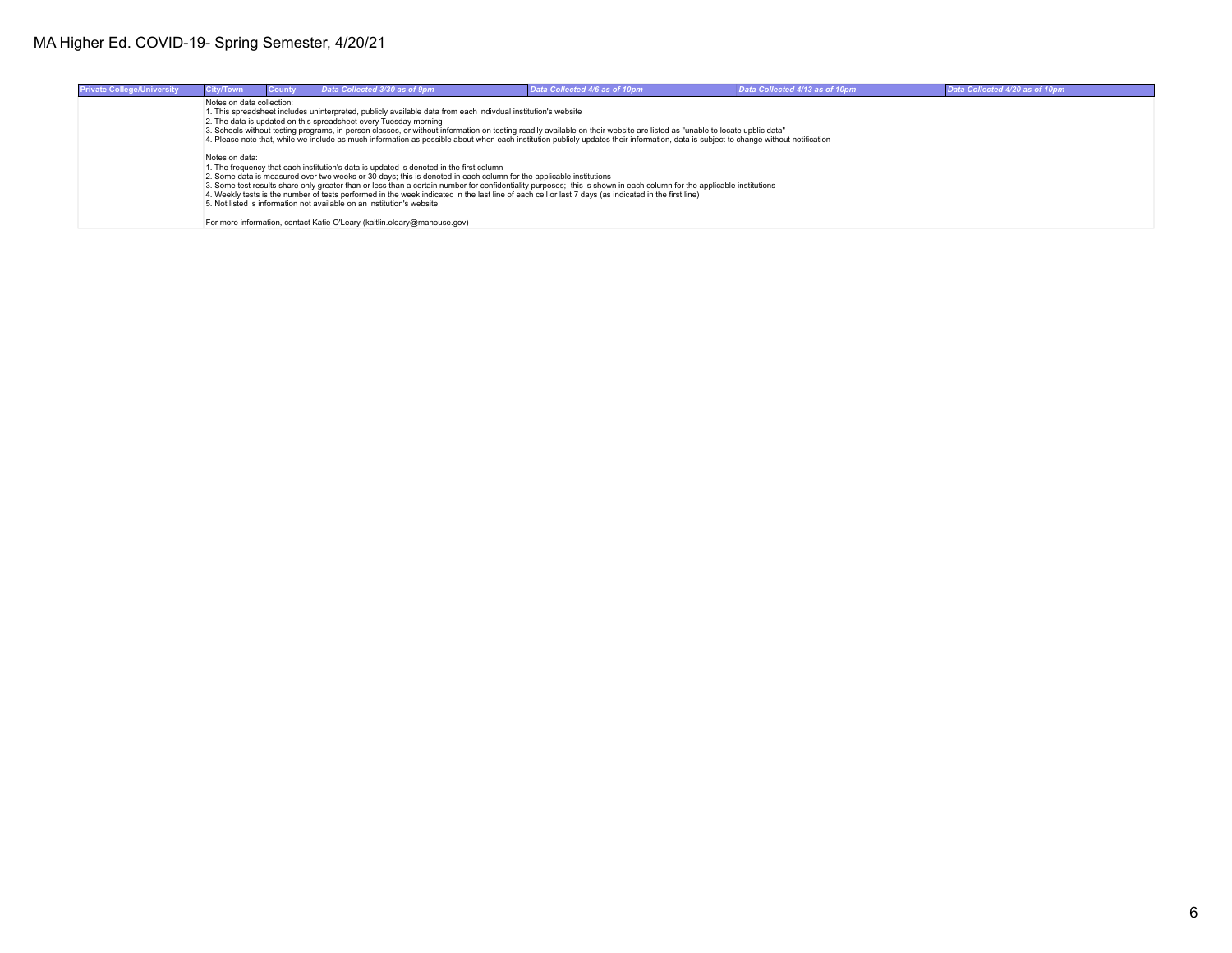# MA Higher Ed. COVID-19- Spring Semester, 4/20/21

| Private College/University | City/Town | County | Data Collected 3/30 as of 9pm | Data Collected 4/6 as of 10pm | Data Collected 4/13 as of 10pm | Data Collected 4/20 as of 10pm |
|---|---|---|---|---|---|---|
| | Notes on data collection:<br>1. This spreadsheet includes uninterpreted, publicly available data from each indivdual institution's website<br>2. The data is updated on this spreadsheet every Tuesday morning<br>3. Schools without testing programs, in-person classes, or without information on testing readily available on their website are listed as "unable to locate upblic data"<br>4. Please note that, while we include as much information as possible about when each institution publicly updates their information, data is subject to change without notification<br><br>Notes on data:<br>1. The frequency that each institution's data is updated is denoted in the first column<br>2. Some data is measured over two weeks or 30 days; this is denoted in each column for the applicable institutions<br>3. Some test results share only greater than or less than a certain number for confidentiality purposes; this is shown in each column for the applicable institutions<br>4. Weekly tests is the number of tests performed in the week indicated in the last line of each cell or last 7 days (as indicated in the first line)<br>5. Not listed is information not available on an institution's website<br><br>For more information, contact Katie O'Leary (kaitlin.oleary@mahouse.gov) | | | | | |